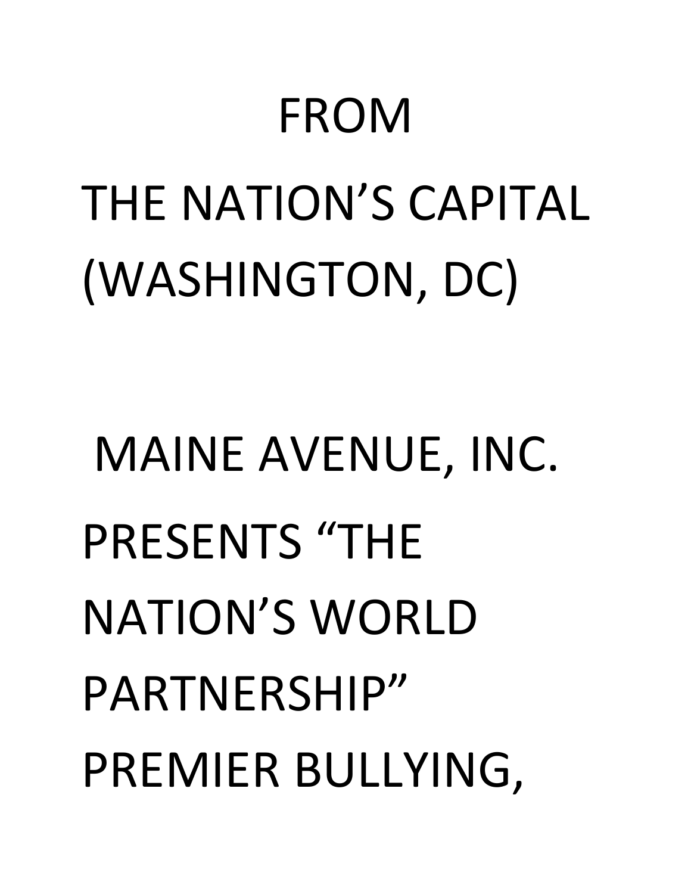FROM

THE NATION'S CAPITAL (WASHINGTON, DC)

MAINE AVENUE, INC. PRESENTS "THE NATION'S WORLD PARTNERSHIP" PREMIER BULLYING,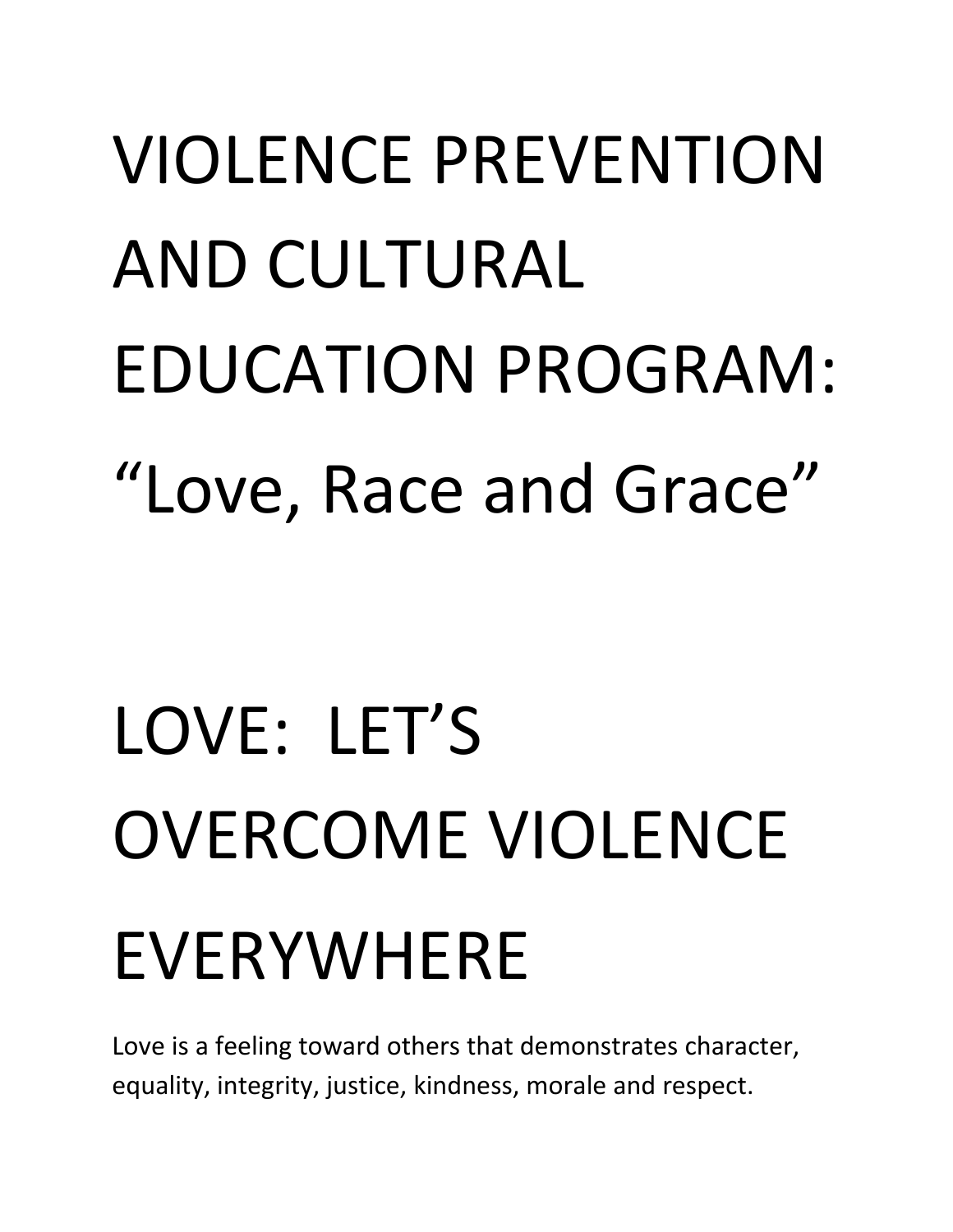# VIOLENCE PREVENTION AND CULTURAL EDUCATION PROGRAM: "Love, Race and Grace"

# LOVE: LET'S OVERCOME VIOLENCE EVERYWHERE

Love is a feeling toward others that demonstrates character, equality, integrity, justice, kindness, morale and respect.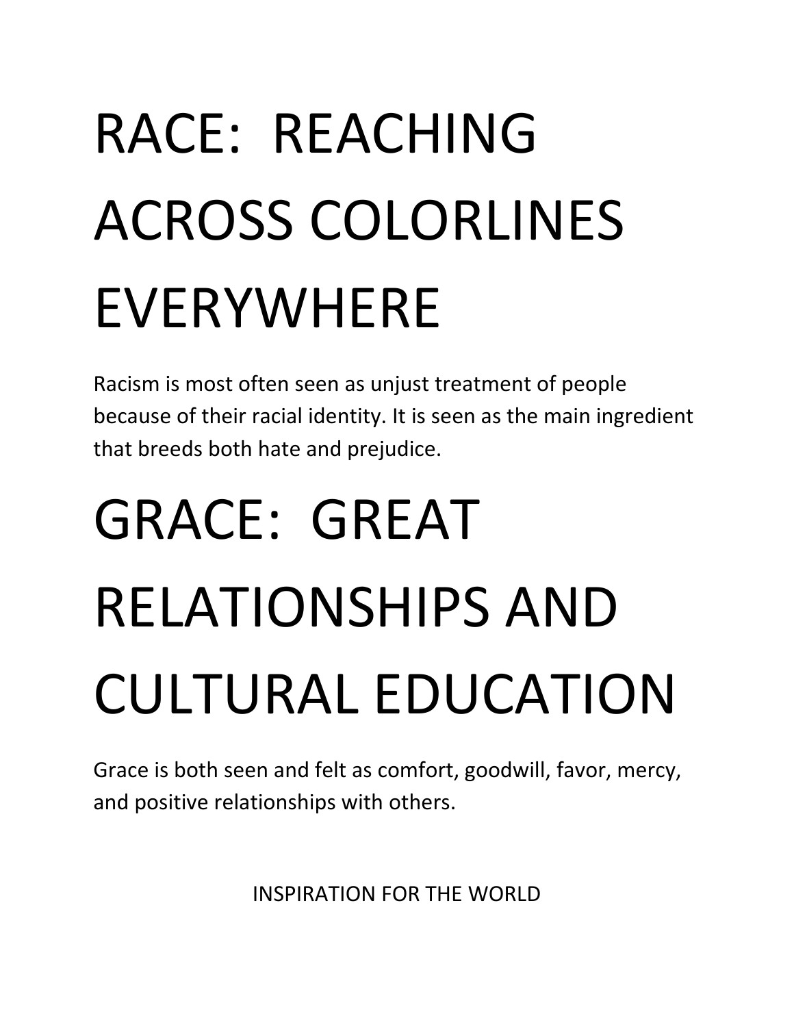# RACE:  REACHING ACROSS COLORLINES EVERYWHERE

Racism is most often seen as unjust treatment of people because of their racial identity. It is seen as the main ingredient that breeds both hate and prejudice.

# GRACE:  GREAT RELATIONSHIPS AND CULTURAL EDUCATION

Grace is both seen and felt as comfort, goodwill, favor, mercy, and positive relationships with others.

INSPIRATION FOR THE WORLD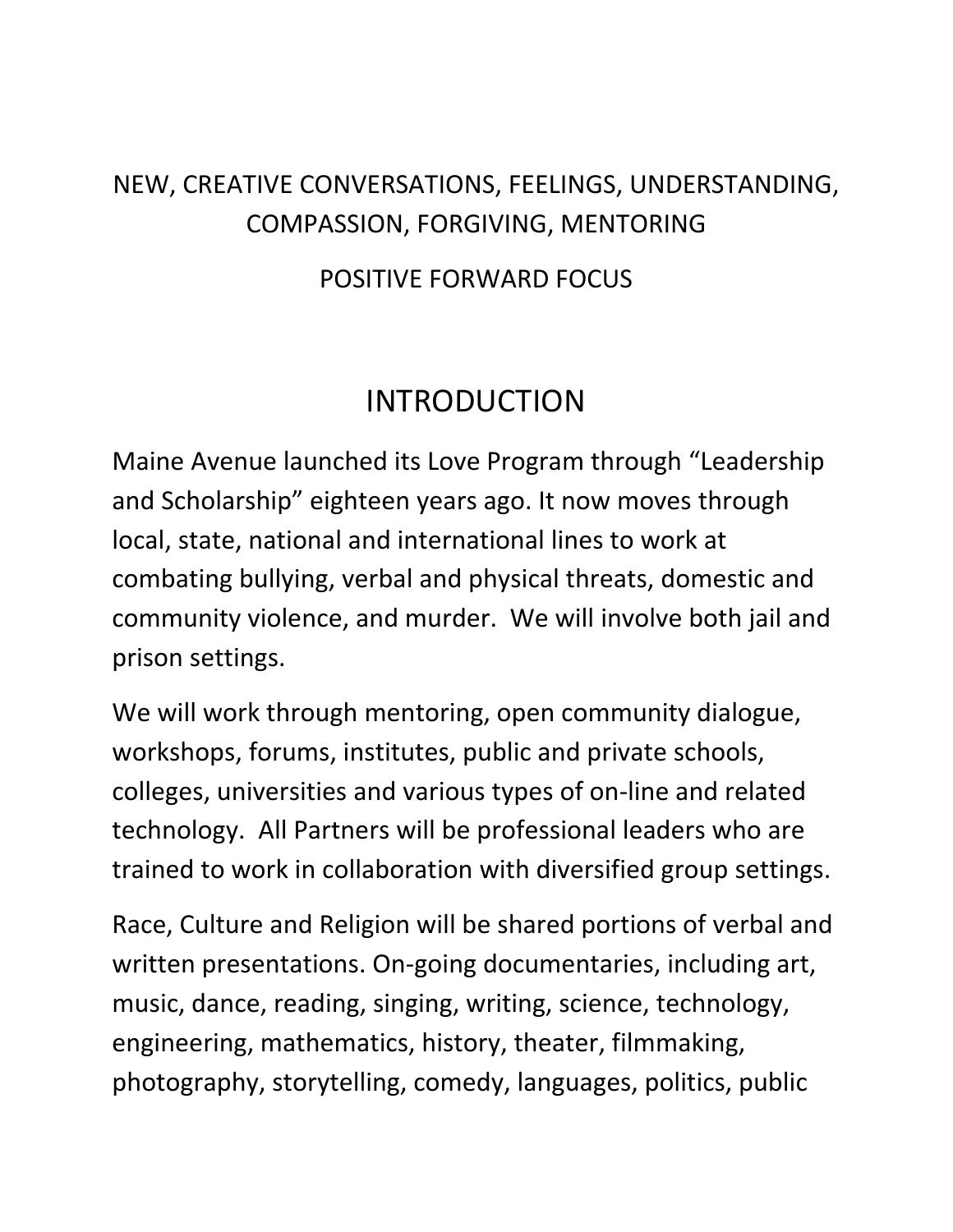NEW, CREATIVE CONVERSATIONS, FEELINGS, UNDERSTANDING, COMPASSION, FORGIVING, MENTORING

POSITIVE FORWARD FOCUS

# INTRODUCTION

Maine Avenue launched its Love Program through "Leadership and Scholarship" eighteen years ago. It now moves through local, state, national and international lines to work at combating bullying, verbal and physical threats, domestic and community violence, and murder. We will involve both jail and prison settings.

We will work through mentoring, open community dialogue, workshops, forums, institutes, public and private schools, colleges, universities and various types of on-line and related technology. All Partners will be professional leaders who are trained to work in collaboration with diversified group settings.

Race, Culture and Religion will be shared portions of verbal and written presentations. On-going documentaries, including art, music, dance, reading, singing, writing, science, technology, engineering, mathematics, history, theater, filmmaking, photography, storytelling, comedy, languages, politics, public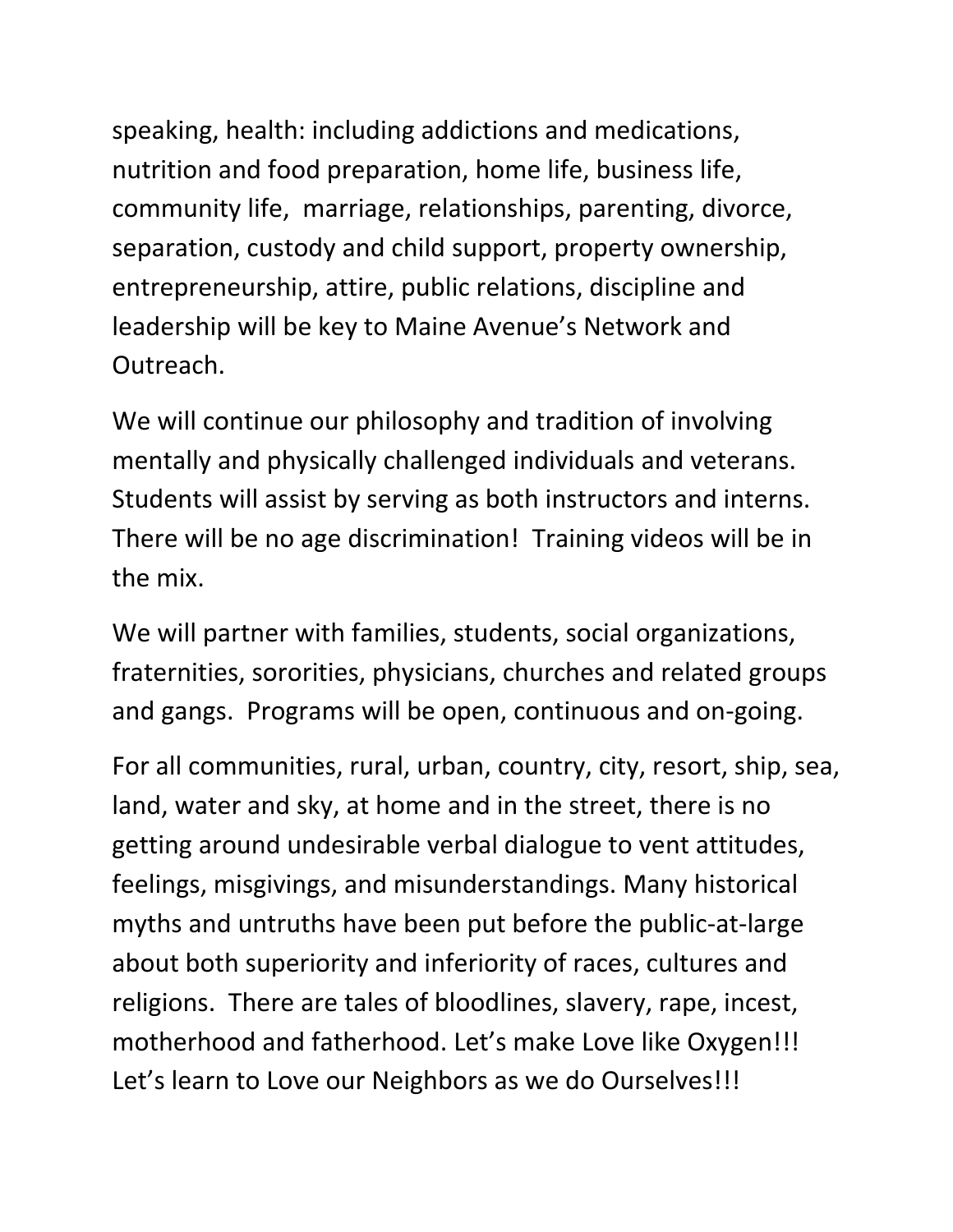speaking, health: including addictions and medications, nutrition and food preparation, home life, business life, community life, marriage, relationships, parenting, divorce, separation, custody and child support, property ownership, entrepreneurship, attire, public relations, discipline and leadership will be key to Maine Avenue's Network and Outreach.

We will continue our philosophy and tradition of involving mentally and physically challenged individuals and veterans. Students will assist by serving as both instructors and interns. There will be no age discrimination! Training videos will be in the mix.

We will partner with families, students, social organizations, fraternities, sororities, physicians, churches and related groups and gangs. Programs will be open, continuous and on-going.

For all communities, rural, urban, country, city, resort, ship, sea, land, water and sky, at home and in the street, there is no getting around undesirable verbal dialogue to vent attitudes, feelings, misgivings, and misunderstandings. Many historical myths and untruths have been put before the public-at-large about both superiority and inferiority of races, cultures and religions. There are tales of bloodlines, slavery, rape, incest, motherhood and fatherhood. Let's make Love like Oxygen!!! Let's learn to Love our Neighbors as we do Ourselves!!!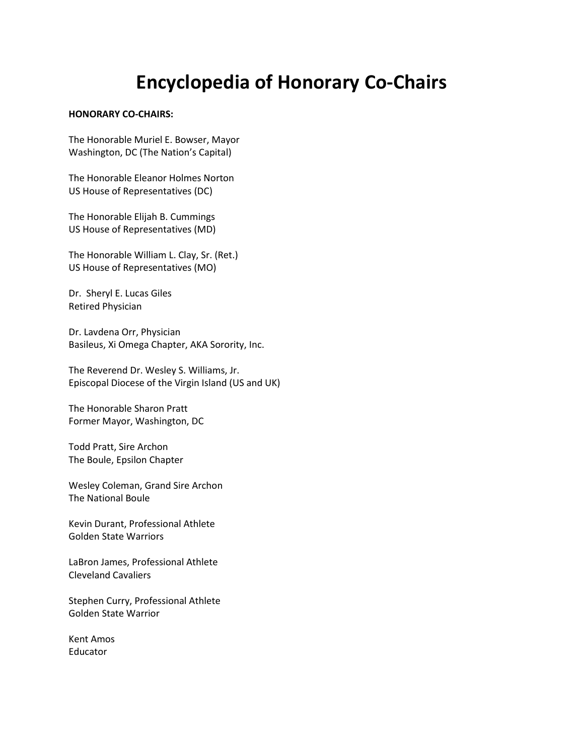# Encyclopedia of Honorary Co-Chairs

**HONORARY CO-CHAIRS:**

The Honorable Muriel E. Bowser, Mayor
Washington, DC (The Nation's Capital)

The Honorable Eleanor Holmes Norton
US House of Representatives (DC)

The Honorable Elijah B. Cummings
US House of Representatives (MD)

The Honorable William L. Clay, Sr. (Ret.)
US House of Representatives (MO)

Dr. Sheryl E. Lucas Giles
Retired Physician

Dr. Lavdena Orr, Physician
Basileus, Xi Omega Chapter, AKA Sorority, Inc.

The Reverend Dr. Wesley S. Williams, Jr.
Episcopal Diocese of the Virgin Island (US and UK)

The Honorable Sharon Pratt
Former Mayor, Washington, DC

Todd Pratt, Sire Archon
The Boule, Epsilon Chapter

Wesley Coleman, Grand Sire Archon
The National Boule

Kevin Durant, Professional Athlete
Golden State Warriors

LaBron James, Professional Athlete
Cleveland Cavaliers

Stephen Curry, Professional Athlete
Golden State Warrior

Kent Amos
Educator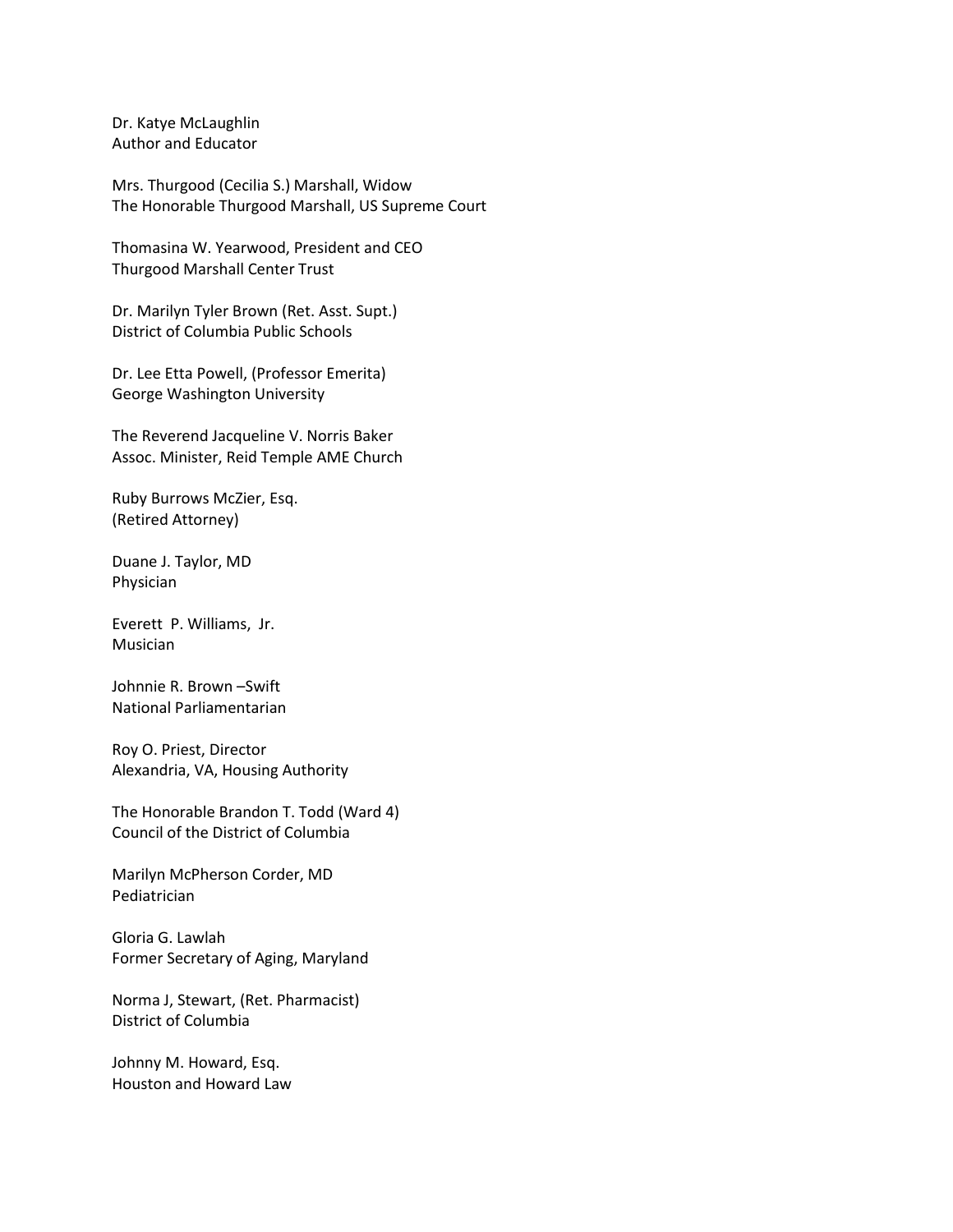Dr. Katye McLaughlin
Author and Educator

Mrs. Thurgood (Cecilia S.) Marshall, Widow
The Honorable Thurgood Marshall, US Supreme Court

Thomasina W. Yearwood, President and CEO
Thurgood Marshall Center Trust

Dr. Marilyn Tyler Brown (Ret. Asst. Supt.)
District of Columbia Public Schools

Dr. Lee Etta Powell, (Professor Emerita)
George Washington University

The Reverend Jacqueline V. Norris Baker
Assoc. Minister, Reid Temple AME Church

Ruby Burrows McZier, Esq.
(Retired Attorney)

Duane J. Taylor, MD
Physician

Everett P. Williams, Jr.
Musician

Johnnie R. Brown –Swift
National Parliamentarian

Roy O. Priest, Director
Alexandria, VA, Housing Authority

The Honorable Brandon T. Todd (Ward 4)
Council of the District of Columbia

Marilyn McPherson Corder, MD
Pediatrician

Gloria G. Lawlah
Former Secretary of Aging, Maryland

Norma J, Stewart, (Ret. Pharmacist)
District of Columbia

Johnny M. Howard, Esq.
Houston and Howard Law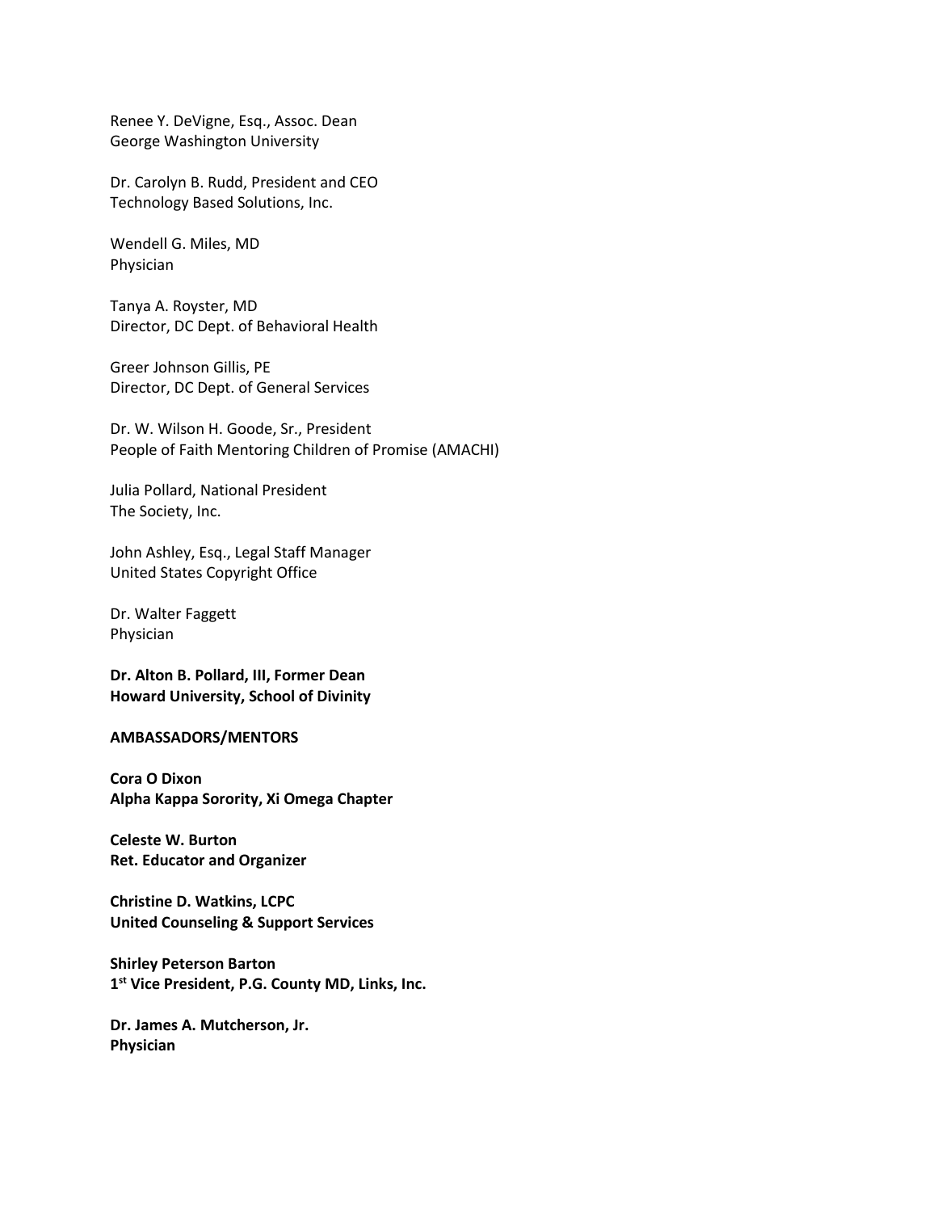Renee Y. DeVigne, Esq., Assoc. Dean
George Washington University

Dr. Carolyn B. Rudd, President and CEO
Technology Based Solutions, Inc.

Wendell G. Miles, MD
Physician

Tanya A. Royster, MD
Director, DC Dept. of Behavioral Health

Greer Johnson Gillis, PE
Director, DC Dept. of General Services

Dr. W. Wilson H. Goode, Sr., President
People of Faith Mentoring Children of Promise (AMACHI)

Julia Pollard, National President
The Society, Inc.

John Ashley, Esq., Legal Staff Manager
United States Copyright Office

Dr. Walter Faggett
Physician

**Dr. Alton B. Pollard, III, Former Dean**
**Howard University, School of Divinity**

**AMBASSADORS/MENTORS**

**Cora O Dixon**
**Alpha Kappa Sorority, Xi Omega Chapter**

**Celeste W. Burton**
**Ret. Educator and Organizer**

**Christine D. Watkins, LCPC**
**United Counseling & Support Services**

**Shirley Peterson Barton**
**1st Vice President, P.G. County MD, Links, Inc.**

**Dr. James A. Mutcherson, Jr.**
**Physician**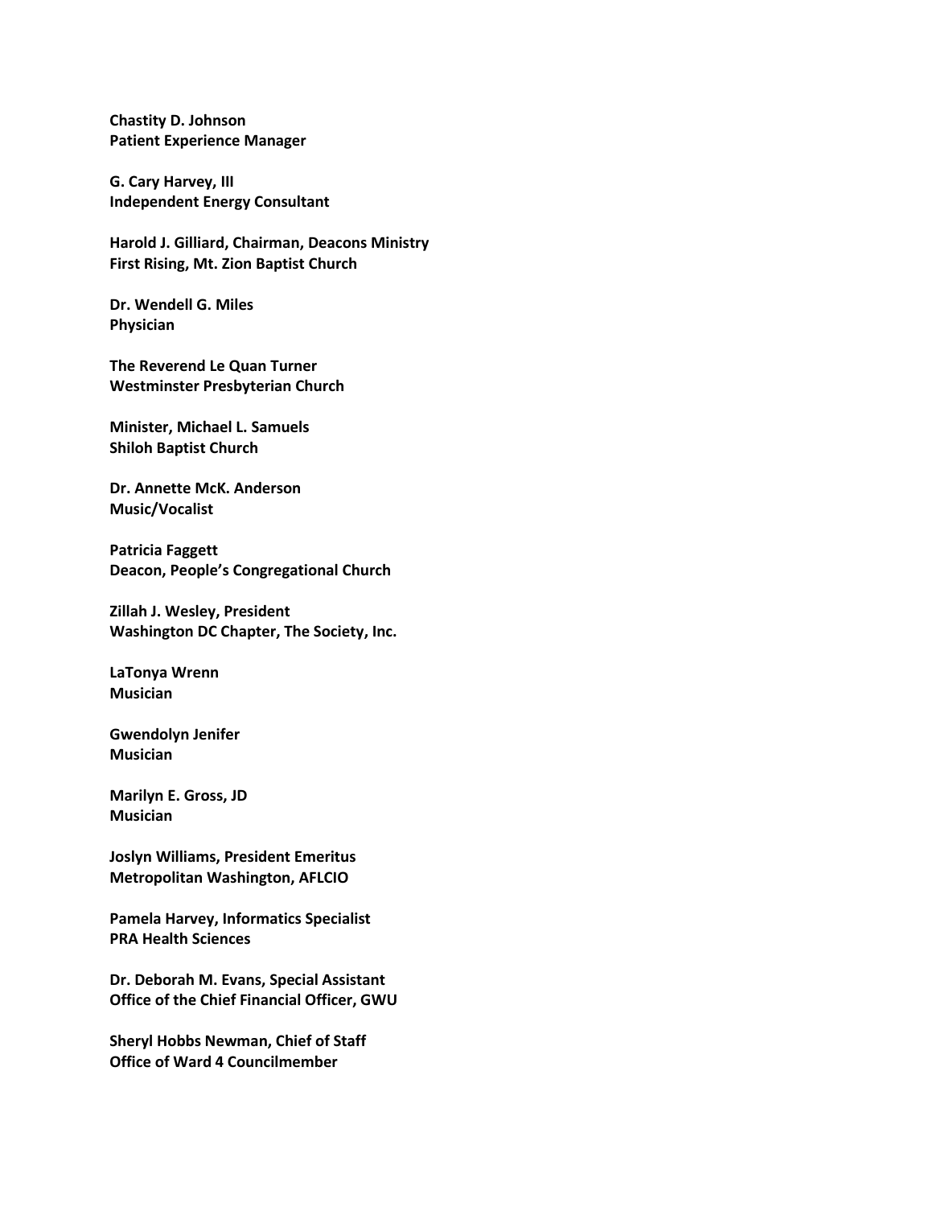**Chastity D. Johnson**
**Patient Experience Manager**

**G. Cary Harvey, III**
**Independent Energy Consultant**

**Harold J. Gilliard, Chairman, Deacons Ministry**
**First Rising, Mt. Zion Baptist Church**

**Dr. Wendell G. Miles**
**Physician**

**The Reverend Le Quan Turner**
**Westminster Presbyterian Church**

**Minister, Michael L. Samuels**
**Shiloh Baptist Church**

**Dr. Annette McK. Anderson**
**Music/Vocalist**

**Patricia Faggett**
**Deacon, People's Congregational Church**

**Zillah J. Wesley, President**
**Washington DC Chapter, The Society, Inc.**

**LaTonya Wrenn**
**Musician**

**Gwendolyn Jenifer**
**Musician**

**Marilyn E. Gross, JD**
**Musician**

**Joslyn Williams, President Emeritus**
**Metropolitan Washington, AFLCIO**

**Pamela Harvey, Informatics Specialist**
**PRA Health Sciences**

**Dr. Deborah M. Evans, Special Assistant**
**Office of the Chief Financial Officer, GWU**

**Sheryl Hobbs Newman, Chief of Staff**
**Office of Ward 4 Councilmember**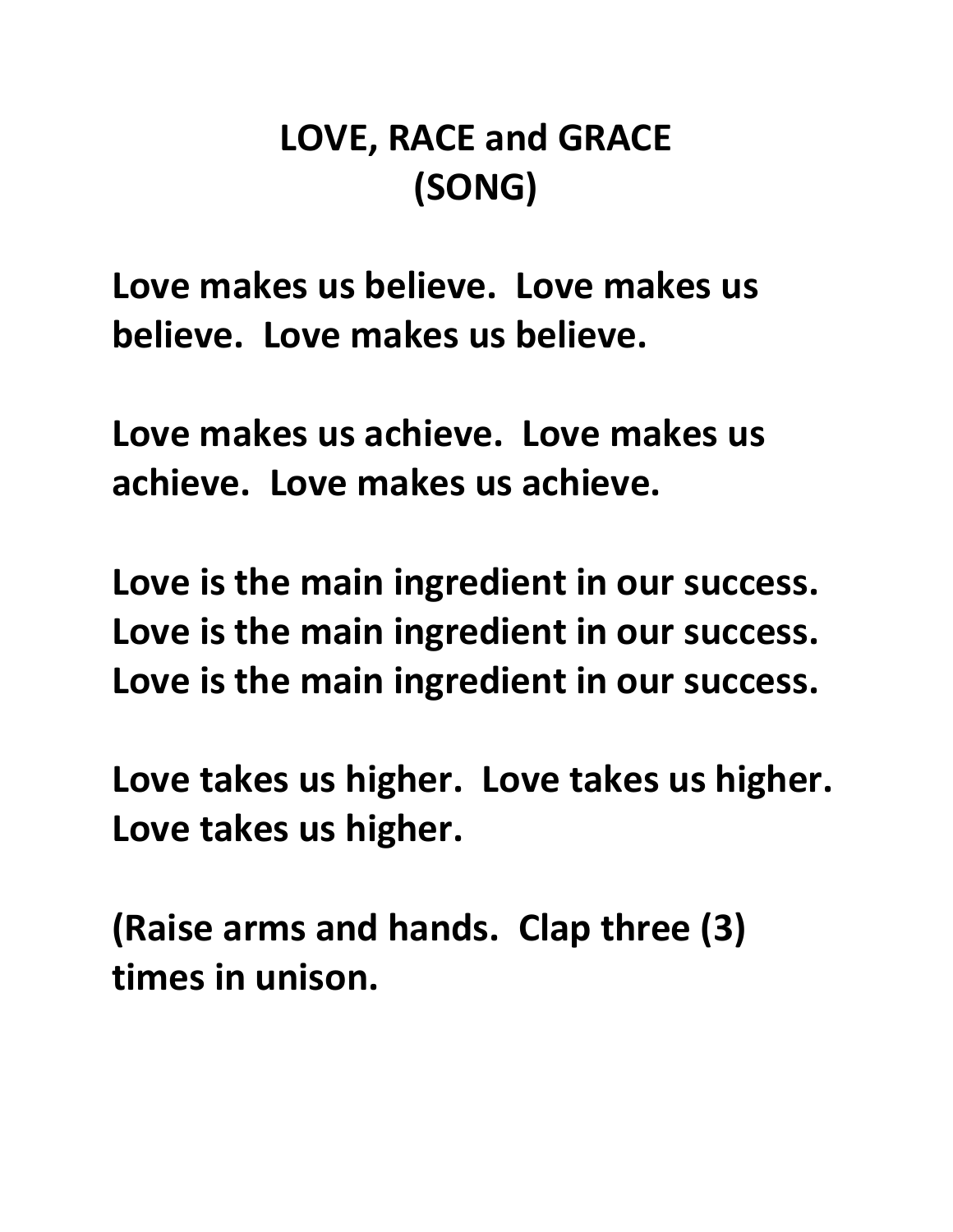# LOVE, RACE and GRACE
# (SONG)

**Love makes us believe. Love makes us believe. Love makes us believe.**

**Love makes us achieve. Love makes us achieve. Love makes us achieve.**

**Love is the main ingredient in our success.**
**Love is the main ingredient in our success.**
**Love is the main ingredient in our success.**

**Love takes us higher. Love takes us higher.**
**Love takes us higher.**

**(Raise arms and hands. Clap three (3) times in unison.**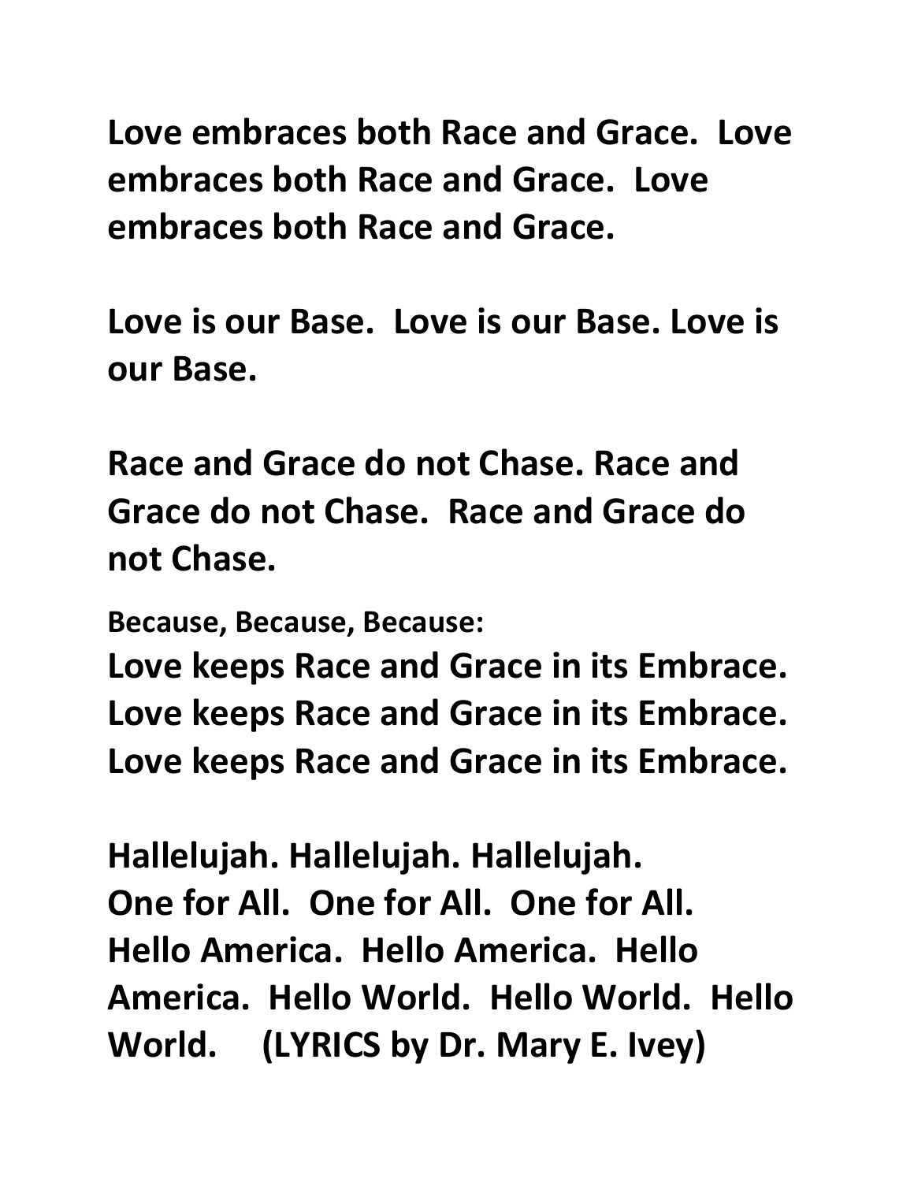**Love embraces both Race and Grace. Love embraces both Race and Grace. Love embraces both Race and Grace.**

**Love is our Base. Love is our Base. Love is our Base.**

**Race and Grace do not Chase. Race and Grace do not Chase. Race and Grace do not Chase.**

**Because, Because, Because:**
**Love keeps Race and Grace in its Embrace.**
**Love keeps Race and Grace in its Embrace.**
**Love keeps Race and Grace in its Embrace.**

**Hallelujah. Hallelujah. Hallelujah.**
**One for All. One for All. One for All.**
**Hello America. Hello America. Hello America. Hello World. Hello World. Hello World. (LYRICS by Dr. Mary E. Ivey)**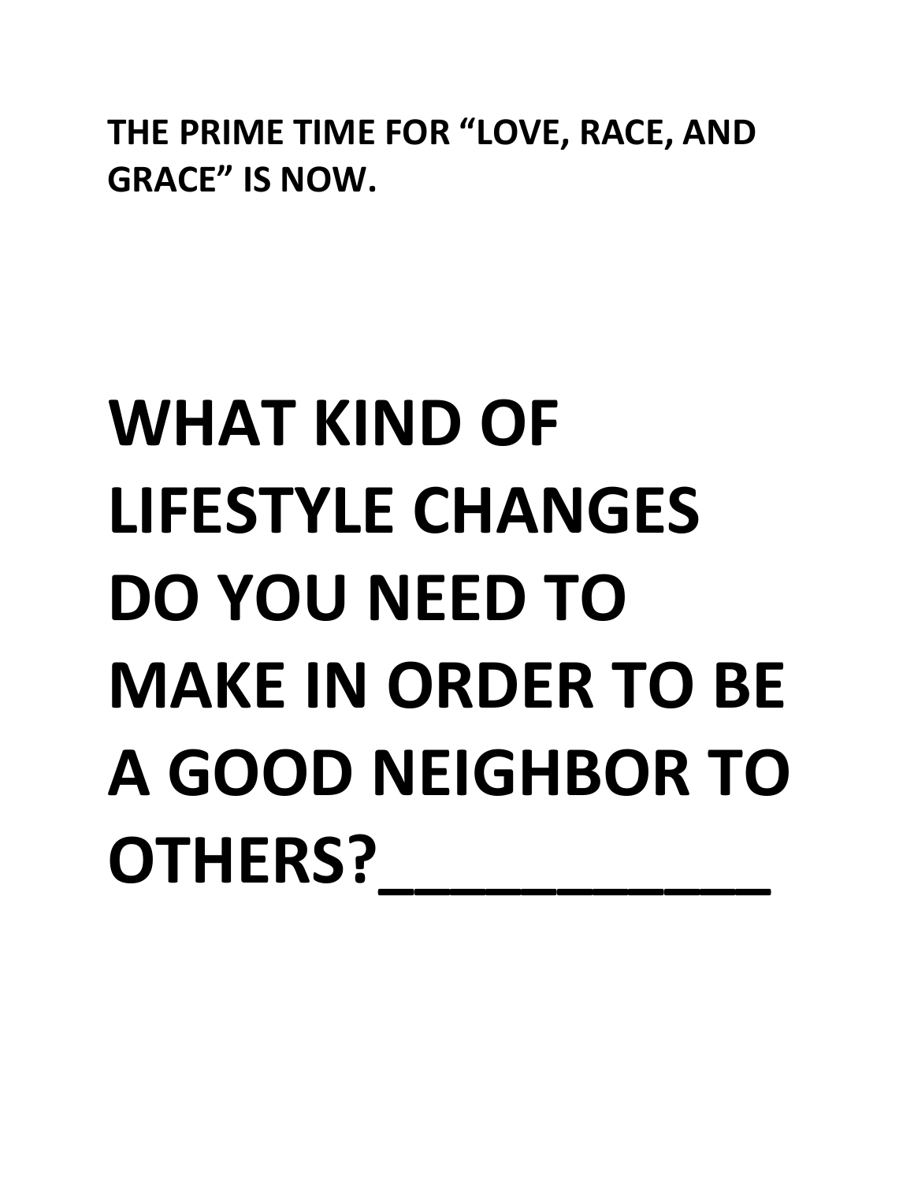**THE PRIME TIME FOR "LOVE, RACE, AND GRACE" IS NOW.**

# WHAT KIND OF LIFESTYLE CHANGES DO YOU NEED TO MAKE IN ORDER TO BE A GOOD NEIGHBOR TO OTHERS?_____________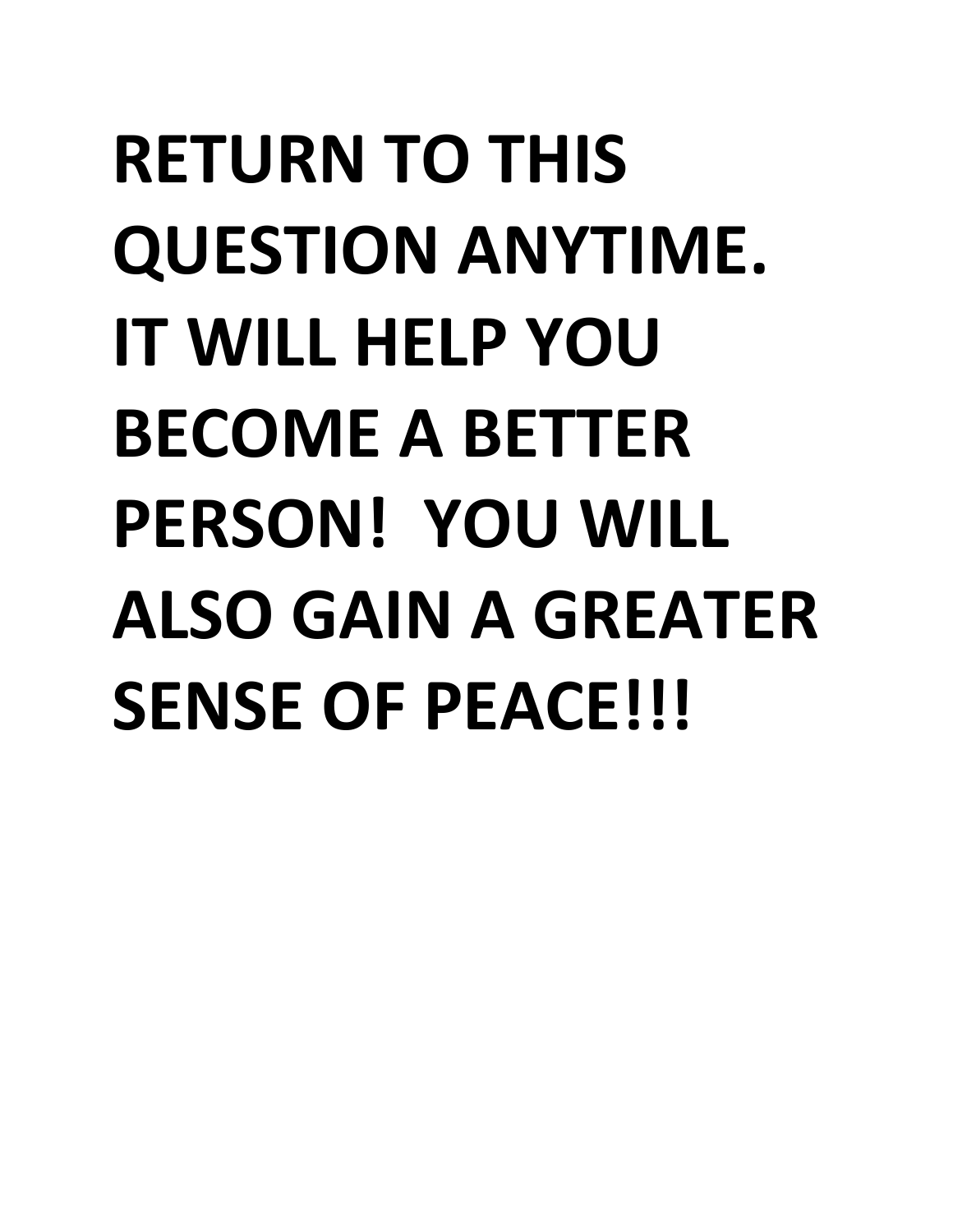**RETURN TO THIS QUESTION ANYTIME. IT WILL HELP YOU BECOME A BETTER PERSON! YOU WILL ALSO GAIN A GREATER SENSE OF PEACE!!!**